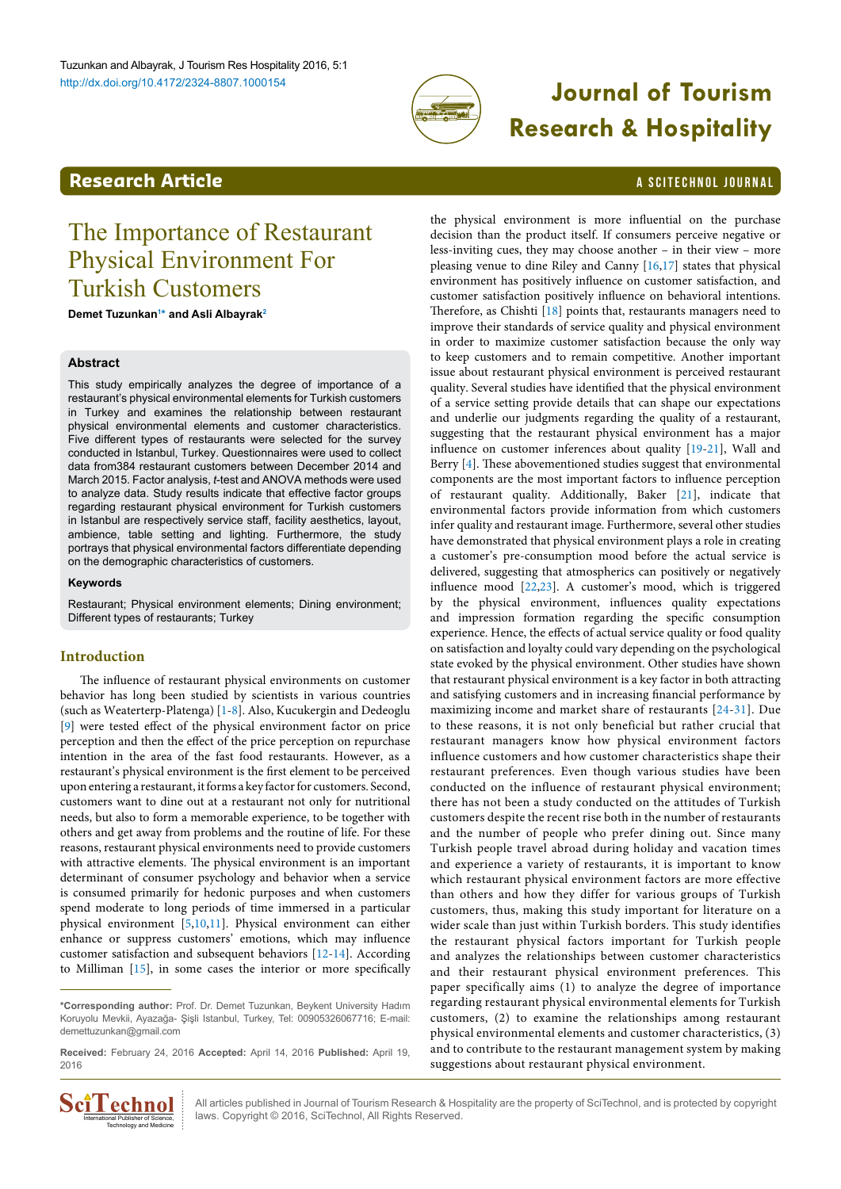# The Importance of Restaurant Physical Environment For Turkish Customers

**Demet Tuzunkan[1*] and Asli Albayrak[2]**

## Abstract

This study empirically analyzes the degree of importance of a restaurant's physical environmental elements for Turkish customers in Turkey and examines the relationship between restaurant physical environmental elements and customer characteristics. Five different types of restaurants were selected for the survey conducted in Istanbul, Turkey. Questionnaires were used to collect data from384 restaurant customers between December 2014 and March 2015. Factor analysis, *t*-test and ANOVA methods were used to analyze data. Study results indicate that effective factor groups regarding restaurant physical environment for Turkish customers in Istanbul are respectively service staff, facility aesthetics, layout, ambience, table setting and lighting. Furthermore, the study portrays that physical environmental factors differentiate depending on the demographic characteristics of customers.

### Keywords

Restaurant; Physical environment elements; Dining environment; Different types of restaurants; Turkey

## Introduction

The influence of restaurant physical environments on customer behavior has long been studied by scientists in various countries (such as Weaterterp-Platenga) [1-8]. Also, Kucukergin and Dedeoglu [9] were tested effect of the physical environment factor on price perception and then the effect of the price perception on repurchase intention in the area of the fast food restaurants. However, as a restaurant's physical environment is the first element to be perceived upon entering a restaurant, it forms a key factor for customers. Second, customers want to dine out at a restaurant not only for nutritional needs, but also to form a memorable experience, to be together with others and get away from problems and the routine of life. For these reasons, restaurant physical environments need to provide customers with attractive elements. The physical environment is an important determinant of consumer psychology and behavior when a service is consumed primarily for hedonic purposes and when customers spend moderate to long periods of time immersed in a particular physical environment [5,10,11]. Physical environment can either enhance or suppress customers' emotions, which may influence customer satisfaction and subsequent behaviors [12-14]. According to Milliman [15], in some cases the interior or more specifically the physical environment is more influential on the purchase decision than the product itself. If consumers perceive negative or less-inviting cues, they may choose another – in their view – more pleasing venue to dine Riley and Canny [16,17] states that physical environment has positively influence on customer satisfaction, and customer satisfaction positively influence on behavioral intentions. Therefore, as Chishti [18] points that, restaurants managers need to improve their standards of service quality and physical environment in order to maximize customer satisfaction because the only way to keep customers and to remain competitive. Another important issue about restaurant physical environment is perceived restaurant quality. Several studies have identified that the physical environment of a service setting provide details that can shape our expectations and underlie our judgments regarding the quality of a restaurant, suggesting that the restaurant physical environment has a major influence on customer inferences about quality [19-21], Wall and Berry [4]. These abovementioned studies suggest that environmental components are the most important factors to influence perception of restaurant quality. Additionally, Baker [21], indicate that environmental factors provide information from which customers infer quality and restaurant image. Furthermore, several other studies have demonstrated that physical environment plays a role in creating a customer's pre-consumption mood before the actual service is delivered, suggesting that atmospherics can positively or negatively influence mood [22,23]. A customer's mood, which is triggered by the physical environment, influences quality expectations and impression formation regarding the specific consumption experience. Hence, the effects of actual service quality or food quality on satisfaction and loyalty could vary depending on the psychological state evoked by the physical environment. Other studies have shown that restaurant physical environment is a key factor in both attracting and satisfying customers and in increasing financial performance by maximizing income and market share of restaurants [24-31]. Due to these reasons, it is not only beneficial but rather crucial that restaurant managers know how physical environment factors influence customers and how customer characteristics shape their restaurant preferences. Even though various studies have been conducted on the influence of restaurant physical environment; there has not been a study conducted on the attitudes of Turkish customers despite the recent rise both in the number of restaurants and the number of people who prefer dining out. Since many Turkish people travel abroad during holiday and vacation times and experience a variety of restaurants, it is important to know which restaurant physical environment factors are more effective than others and how they differ for various groups of Turkish customers, thus, making this study important for literature on a wider scale than just within Turkish borders. This study identifies the restaurant physical factors important for Turkish people and analyzes the relationships between customer characteristics and their restaurant physical environment preferences. This paper specifically aims (1) to analyze the degree of importance regarding restaurant physical environmental elements for Turkish customers, (2) to examine the relationships among restaurant physical environmental elements and customer characteristics, (3) and to contribute to the restaurant management system by making suggestions about restaurant physical environment.

---

*Corresponding author: Prof. Dr. Demet Tuzunkan, Beykent University Hadım Koruyolu Mevkii, Ayazağa- Şişli Istanbul, Turkey, Tel: 00905326067716; E-mail: demettuzunkan@gmail.com

**Received:** February 24, 2016 **Accepted:** April 14, 2016 **Published:** April 19, 2016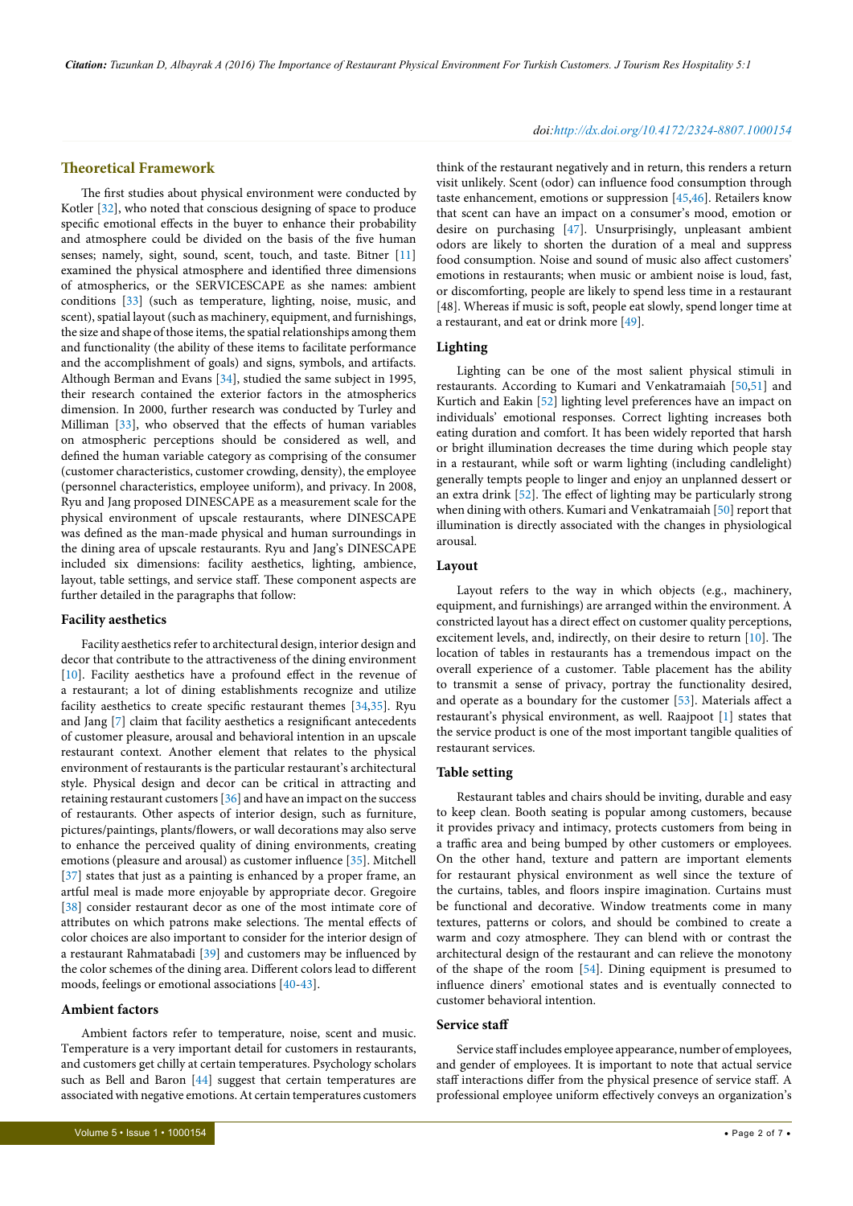## Theoretical Framework

The first studies about physical environment were conducted by Kotler [32], who noted that conscious designing of space to produce specific emotional effects in the buyer to enhance their probability and atmosphere could be divided on the basis of the five human senses; namely, sight, sound, scent, touch, and taste. Bitner [11] examined the physical atmosphere and identified three dimensions of atmospherics, or the SERVICESCAPE as she names: ambient conditions [33] (such as temperature, lighting, noise, music, and scent), spatial layout (such as machinery, equipment, and furnishings, the size and shape of those items, the spatial relationships among them and functionality (the ability of these items to facilitate performance and the accomplishment of goals) and signs, symbols, and artifacts. Although Berman and Evans [34], studied the same subject in 1995, their research contained the exterior factors in the atmospherics dimension. In 2000, further research was conducted by Turley and Milliman [33], who observed that the effects of human variables on atmospheric perceptions should be considered as well, and defined the human variable category as comprising of the consumer (customer characteristics, customer crowding, density), the employee (personnel characteristics, employee uniform), and privacy. In 2008, Ryu and Jang proposed DINESCAPE as a measurement scale for the physical environment of upscale restaurants, where DINESCAPE was defined as the man-made physical and human surroundings in the dining area of upscale restaurants. Ryu and Jang's DINESCAPE included six dimensions: facility aesthetics, lighting, ambience, layout, table settings, and service staff. These component aspects are further detailed in the paragraphs that follow:

### Facility aesthetics

Facility aesthetics refer to architectural design, interior design and decor that contribute to the attractiveness of the dining environment [10]. Facility aesthetics have a profound effect in the revenue of a restaurant; a lot of dining establishments recognize and utilize facility aesthetics to create specific restaurant themes [34,35]. Ryu and Jang [7] claim that facility aesthetics a resignificant antecedents of customer pleasure, arousal and behavioral intention in an upscale restaurant context. Another element that relates to the physical environment of restaurants is the particular restaurant's architectural style. Physical design and decor can be critical in attracting and retaining restaurant customers [36] and have an impact on the success of restaurants. Other aspects of interior design, such as furniture, pictures/paintings, plants/flowers, or wall decorations may also serve to enhance the perceived quality of dining environments, creating emotions (pleasure and arousal) as customer influence [35]. Mitchell [37] states that just as a painting is enhanced by a proper frame, an artful meal is made more enjoyable by appropriate decor. Gregoire [38] consider restaurant decor as one of the most intimate core of attributes on which patrons make selections. The mental effects of color choices are also important to consider for the interior design of a restaurant Rahmatabadi [39] and customers may be influenced by the color schemes of the dining area. Different colors lead to different moods, feelings or emotional associations [40-43].

### Ambient factors

Ambient factors refer to temperature, noise, scent and music. Temperature is a very important detail for customers in restaurants, and customers get chilly at certain temperatures. Psychology scholars such as Bell and Baron [44] suggest that certain temperatures are associated with negative emotions. At certain temperatures customers think of the restaurant negatively and in return, this renders a return visit unlikely. Scent (odor) can influence food consumption through taste enhancement, emotions or suppression [45,46]. Retailers know that scent can have an impact on a consumer's mood, emotion or desire on purchasing [47]. Unsurprisingly, unpleasant ambient odors are likely to shorten the duration of a meal and suppress food consumption. Noise and sound of music also affect customers' emotions in restaurants; when music or ambient noise is loud, fast, or discomforting, people are likely to spend less time in a restaurant [48]. Whereas if music is soft, people eat slowly, spend longer time at a restaurant, and eat or drink more [49].

### Lighting

Lighting can be one of the most salient physical stimuli in restaurants. According to Kumari and Venkatramaiah [50,51] and Kurtich and Eakin [52] lighting level preferences have an impact on individuals' emotional responses. Correct lighting increases both eating duration and comfort. It has been widely reported that harsh or bright illumination decreases the time during which people stay in a restaurant, while soft or warm lighting (including candlelight) generally tempts people to linger and enjoy an unplanned dessert or an extra drink [52]. The effect of lighting may be particularly strong when dining with others. Kumari and Venkatramaiah [50] report that illumination is directly associated with the changes in physiological arousal.

### Layout

Layout refers to the way in which objects (e.g., machinery, equipment, and furnishings) are arranged within the environment. A constricted layout has a direct effect on customer quality perceptions, excitement levels, and, indirectly, on their desire to return [10]. The location of tables in restaurants has a tremendous impact on the overall experience of a customer. Table placement has the ability to transmit a sense of privacy, portray the functionality desired, and operate as a boundary for the customer [53]. Materials affect a restaurant's physical environment, as well. Raajpoot [1] states that the service product is one of the most important tangible qualities of restaurant services.

### Table setting

Restaurant tables and chairs should be inviting, durable and easy to keep clean. Booth seating is popular among customers, because it provides privacy and intimacy, protects customers from being in a traffic area and being bumped by other customers or employees. On the other hand, texture and pattern are important elements for restaurant physical environment as well since the texture of the curtains, tables, and floors inspire imagination. Curtains must be functional and decorative. Window treatments come in many textures, patterns or colors, and should be combined to create a warm and cozy atmosphere. They can blend with or contrast the architectural design of the restaurant and can relieve the monotony of the shape of the room [54]. Dining equipment is presumed to influence diners' emotional states and is eventually connected to customer behavioral intention.

### Service staff

Service staff includes employee appearance, number of employees, and gender of employees. It is important to note that actual service staff interactions differ from the physical presence of service staff. A professional employee uniform effectively conveys an organization's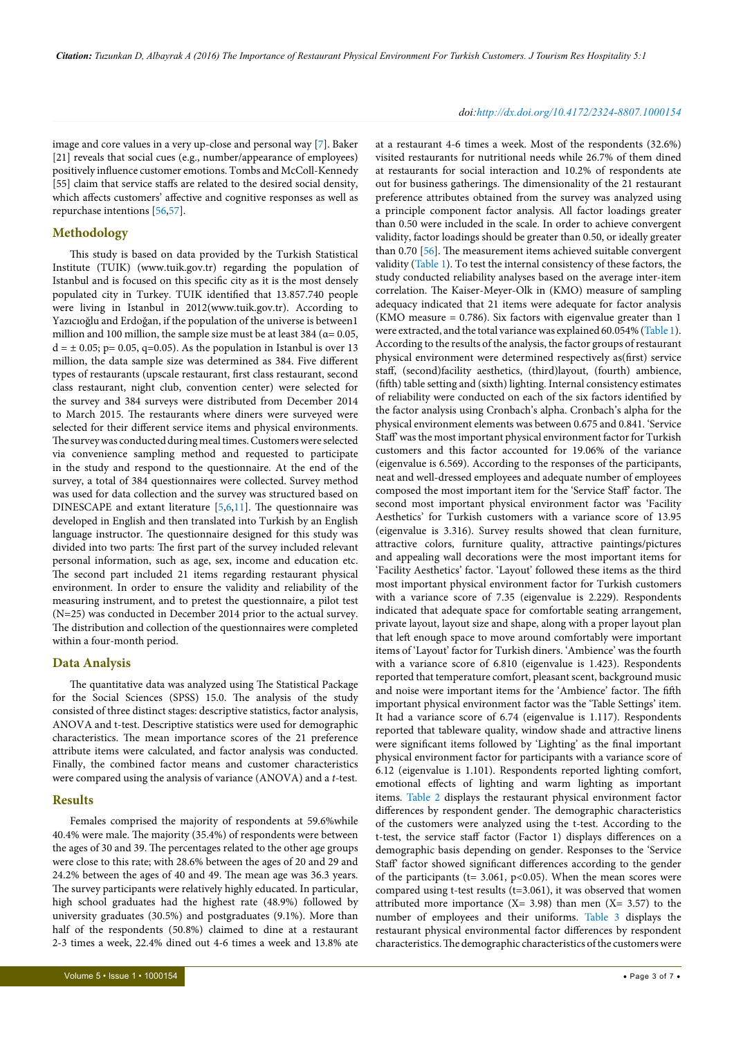image and core values in a very up-close and personal way [7]. Baker [21] reveals that social cues (e.g., number/appearance of employees) positively influence customer emotions. Tombs and McColl-Kennedy [55] claim that service staffs are related to the desired social density, which affects customers' affective and cognitive responses as well as repurchase intentions [56,57].

## Methodology

This study is based on data provided by the Turkish Statistical Institute (TUIK) (www.tuik.gov.tr) regarding the population of Istanbul and is focused on this specific city as it is the most densely populated city in Turkey. TUIK identified that 13.857.740 people were living in Istanbul in 2012(www.tuik.gov.tr). According to Yazıcıoğlu and Erdoğan, if the population of the universe is between1 million and 100 million, the sample size must be at least 384 (α= 0.05, d = ± 0.05; p= 0.05, q=0.05). As the population in Istanbul is over 13 million, the data sample size was determined as 384. Five different types of restaurants (upscale restaurant, first class restaurant, second class restaurant, night club, convention center) were selected for the survey and 384 surveys were distributed from December 2014 to March 2015. The restaurants where diners were surveyed were selected for their different service items and physical environments. The survey was conducted during meal times. Customers were selected via convenience sampling method and requested to participate in the study and respond to the questionnaire. At the end of the survey, a total of 384 questionnaires were collected. Survey method was used for data collection and the survey was structured based on DINESCAPE and extant literature [5,6,11]. The questionnaire was developed in English and then translated into Turkish by an English language instructor. The questionnaire designed for this study was divided into two parts: The first part of the survey included relevant personal information, such as age, sex, income and education etc. The second part included 21 items regarding restaurant physical environment. In order to ensure the validity and reliability of the measuring instrument, and to pretest the questionnaire, a pilot test (N=25) was conducted in December 2014 prior to the actual survey. The distribution and collection of the questionnaires were completed within a four-month period.

## Data Analysis

The quantitative data was analyzed using The Statistical Package for the Social Sciences (SPSS) 15.0. The analysis of the study consisted of three distinct stages: descriptive statistics, factor analysis, ANOVA and t-test. Descriptive statistics were used for demographic characteristics. The mean importance scores of the 21 preference attribute items were calculated, and factor analysis was conducted. Finally, the combined factor means and customer characteristics were compared using the analysis of variance (ANOVA) and a *t*-test.

## Results

Females comprised the majority of respondents at 59.6%while 40.4% were male. The majority (35.4%) of respondents were between the ages of 30 and 39. The percentages related to the other age groups were close to this rate; with 28.6% between the ages of 20 and 29 and 24.2% between the ages of 40 and 49. The mean age was 36.3 years. The survey participants were relatively highly educated. In particular, high school graduates had the highest rate (48.9%) followed by university graduates (30.5%) and postgraduates (9.1%). More than half of the respondents (50.8%) claimed to dine at a restaurant 2-3 times a week, 22.4% dined out 4-6 times a week and 13.8% ate at a restaurant 4-6 times a week. Most of the respondents (32.6%) visited restaurants for nutritional needs while 26.7% of them dined at restaurants for social interaction and 10.2% of respondents ate out for business gatherings. The dimensionality of the 21 restaurant preference attributes obtained from the survey was analyzed using a principle component factor analysis. All factor loadings greater than 0.50 were included in the scale. In order to achieve convergent validity, factor loadings should be greater than 0.50, or ideally greater than 0.70 [56]. The measurement items achieved suitable convergent validity (Table 1). To test the internal consistency of these factors, the study conducted reliability analyses based on the average inter-item correlation. The Kaiser-Meyer-Olk in (KMO) measure of sampling adequacy indicated that 21 items were adequate for factor analysis (KMO measure = 0.786). Six factors with eigenvalue greater than 1 were extracted, and the total variance was explained 60.054% (Table 1). According to the results of the analysis, the factor groups of restaurant physical environment were determined respectively as(first) service staff, (second)facility aesthetics, (third)layout, (fourth) ambience, (fifth) table setting and (sixth) lighting. Internal consistency estimates of reliability were conducted on each of the six factors identified by the factor analysis using Cronbach's alpha. Cronbach's alpha for the physical environment elements was between 0.675 and 0.841. 'Service Staff' was the most important physical environment factor for Turkish customers and this factor accounted for 19.06% of the variance (eigenvalue is 6.569). According to the responses of the participants, neat and well-dressed employees and adequate number of employees composed the most important item for the 'Service Staff' factor. The second most important physical environment factor was 'Facility Aesthetics' for Turkish customers with a variance score of 13.95 (eigenvalue is 3.316). Survey results showed that clean furniture, attractive colors, furniture quality, attractive paintings/pictures and appealing wall decorations were the most important items for 'Facility Aesthetics' factor. 'Layout' followed these items as the third most important physical environment factor for Turkish customers with a variance score of 7.35 (eigenvalue is 2.229). Respondents indicated that adequate space for comfortable seating arrangement, private layout, layout size and shape, along with a proper layout plan that left enough space to move around comfortably were important items of 'Layout' factor for Turkish diners. 'Ambience' was the fourth with a variance score of 6.810 (eigenvalue is 1.423). Respondents reported that temperature comfort, pleasant scent, background music and noise were important items for the 'Ambience' factor. The fifth important physical environment factor was the 'Table Settings' item. It had a variance score of 6.74 (eigenvalue is 1.117). Respondents reported that tableware quality, window shade and attractive linens were significant items followed by 'Lighting' as the final important physical environment factor for participants with a variance score of 6.12 (eigenvalue is 1.101). Respondents reported lighting comfort, emotional effects of lighting and warm lighting as important items. Table 2 displays the restaurant physical environment factor differences by respondent gender. The demographic characteristics of the customers were analyzed using the t-test. According to the t-test, the service staff factor (Factor 1) displays differences on a demographic basis depending on gender. Responses to the 'Service Staff' factor showed significant differences according to the gender of the participants (t= 3.061, $p<0.05$). When the mean scores were compared using t-test results (t=3.061), it was observed that women attributed more importance (X= 3.98) than men (X= 3.57) to the number of employees and their uniforms. Table 3 displays the restaurant physical environmental factor differences by respondent characteristics. The demographic characteristics of the customers were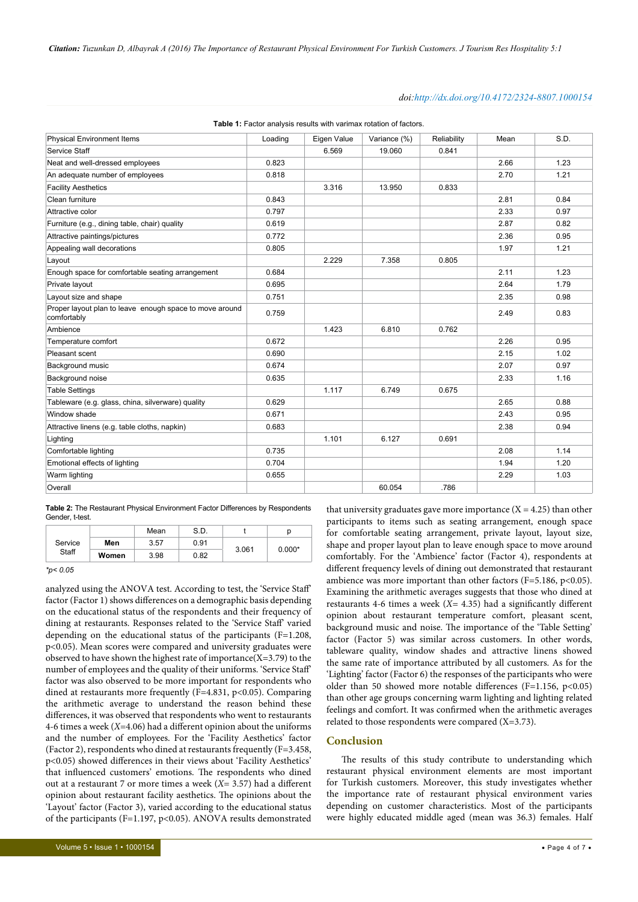**Table 1:** Factor analysis results with varimax rotation of factors.

| Physical Environment Items | Loading | Eigen Value | Variance (%) | Reliability | Mean | S.D. |
|---|---|---|---|---|---|---|
| Service Staff | | 6.569 | 19.060 | 0.841 | | |
| Neat and well-dressed employees | 0.823 | | | | 2.66 | 1.23 |
| An adequate number of employees | 0.818 | | | | 2.70 | 1.21 |
| Facility Aesthetics | | 3.316 | 13.950 | 0.833 | | |
| Clean furniture | 0.843 | | | | 2.81 | 0.84 |
| Attractive color | 0.797 | | | | 2.33 | 0.97 |
| Furniture (e.g., dining table, chair) quality | 0.619 | | | | 2.87 | 0.82 |
| Attractive paintings/pictures | 0.772 | | | | 2.36 | 0.95 |
| Appealing wall decorations | 0.805 | | | | 1.97 | 1.21 |
| Layout | | 2.229 | 7.358 | 0.805 | | |
| Enough space for comfortable seating arrangement | 0.684 | | | | 2.11 | 1.23 |
| Private layout | 0.695 | | | | 2.64 | 1.79 |
| Layout size and shape | 0.751 | | | | 2.35 | 0.98 |
| Proper layout plan to leave enough space to move around comfortably | 0.759 | | | | 2.49 | 0.83 |
| Ambience | | 1.423 | 6.810 | 0.762 | | |
| Temperature comfort | 0.672 | | | | 2.26 | 0.95 |
| Pleasant scent | 0.690 | | | | 2.15 | 1.02 |
| Background music | 0.674 | | | | 2.07 | 0.97 |
| Background noise | 0.635 | | | | 2.33 | 1.16 |
| Table Settings | | 1.117 | 6.749 | 0.675 | | |
| Tableware (e.g. glass, china, silverware) quality | 0.629 | | | | 2.65 | 0.88 |
| Window shade | 0.671 | | | | 2.43 | 0.95 |
| Attractive linens (e.g. table cloths, napkin) | 0.683 | | | | 2.38 | 0.94 |
| Lighting | | 1.101 | 6.127 | 0.691 | | |
| Comfortable lighting | 0.735 | | | | 2.08 | 1.14 |
| Emotional effects of lighting | 0.704 | | | | 1.94 | 1.20 |
| Warm lighting | 0.655 | | | | 2.29 | 1.03 |
| Overall | | | 60.054 | .786 | | |

**Table 2:** The Restaurant Physical Environment Factor Differences by Respondents Gender, t-test.

| | | Mean | S.D. | t | p |
|---|---|---|---|---|---|
| Service Staff | **Men** | 3.57 | 0.91 | 3.061 | 0.000* |
| | **Women** | 3.98 | 0.82 | | |

*$p < 0.05$

analyzed using the ANOVA test. According to test, the 'Service Staff' factor (Factor 1) shows differences on a demographic basis depending on the educational status of the respondents and their frequency of dining at restaurants. Responses related to the 'Service Staff' varied depending on the educational status of the participants (F=1.208, p<0.05). Mean scores were compared and university graduates were observed to have shown the highest rate of importance(X=3.79) to the number of employees and the quality of their uniforms. 'Service Staff' factor was also observed to be more important for respondents who dined at restaurants more frequently (F=4.831, p<0.05). Comparing the arithmetic average to understand the reason behind these differences, it was observed that respondents who went to restaurants 4-6 times a week (*X*=4.06) had a different opinion about the uniforms and the number of employees. For the 'Facility Aesthetics' factor (Factor 2), respondents who dined at restaurants frequently (F=3.458, p<0.05) showed differences in their views about 'Facility Aesthetics' that influenced customers' emotions. The respondents who dined out at a restaurant 7 or more times a week (*X*= 3.57) had a different opinion about restaurant facility aesthetics. The opinions about the 'Layout' factor (Factor 3), varied according to the educational status of the participants (F=1.197, p<0.05). ANOVA results demonstrated that university graduates gave more importance (X = 4.25) than other participants to items such as seating arrangement, enough space for comfortable seating arrangement, private layout, layout size, shape and proper layout plan to leave enough space to move around comfortably. For the 'Ambience' factor (Factor 4), respondents at different frequency levels of dining out demonstrated that restaurant ambience was more important than other factors (F=5.186, p<0.05). Examining the arithmetic averages suggests that those who dined at restaurants 4-6 times a week (*X*= 4.35) had a significantly different opinion about restaurant temperature comfort, pleasant scent, background music and noise. The importance of the 'Table Setting' factor (Factor 5) was similar across customers. In other words, tableware quality, window shades and attractive linens showed the same rate of importance attributed by all customers. As for the 'Lighting' factor (Factor 6) the responses of the participants who were older than 50 showed more notable differences (F=1.156, p<0.05) than other age groups concerning warm lighting and lighting related feelings and comfort. It was confirmed when the arithmetic averages related to those respondents were compared (X=3.73).

## Conclusion

The results of this study contribute to understanding which restaurant physical environment elements are most important for Turkish customers. Moreover, this study investigates whether the importance rate of restaurant physical environment varies depending on customer characteristics. Most of the participants were highly educated middle aged (mean was 36.3) females. Half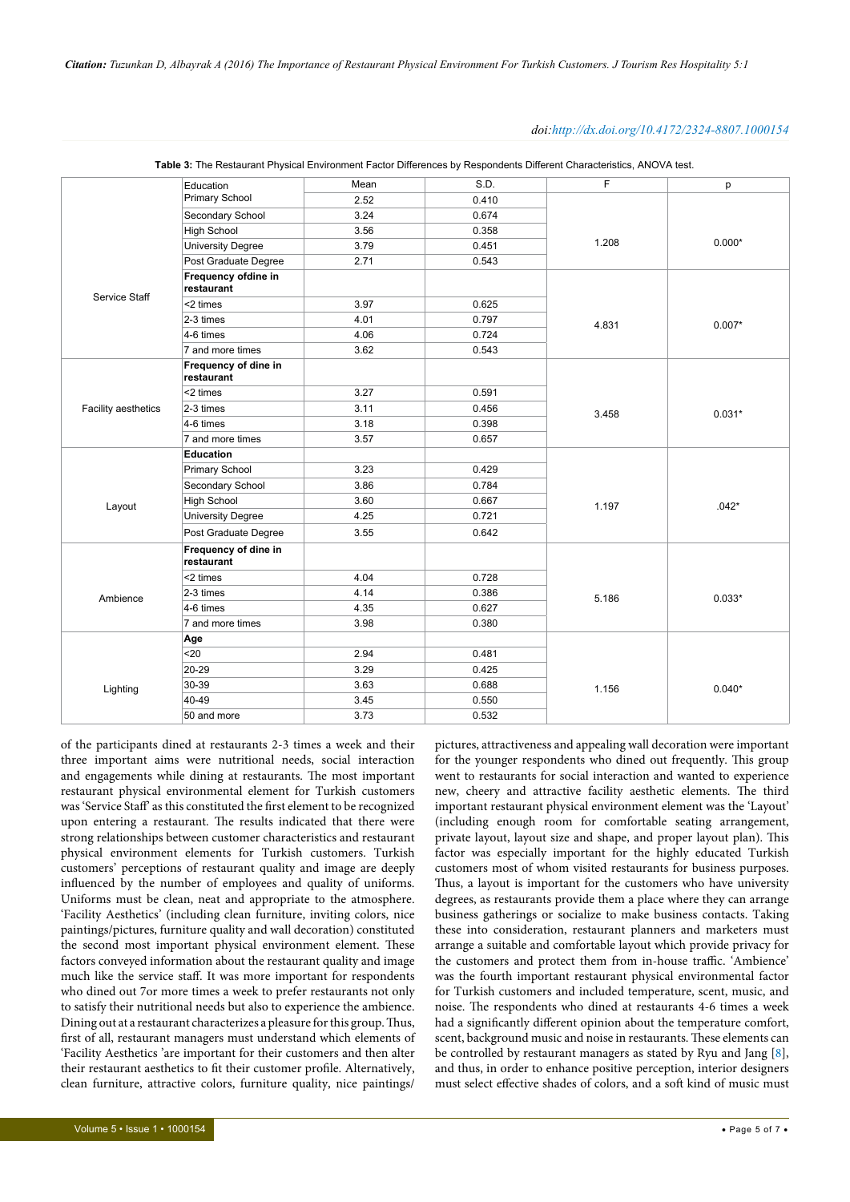Table 3: The Restaurant Physical Environment Factor Differences by Respondents Different Characteristics, ANOVA test.

| | | Mean | S.D. | F | p |
|---|---|---|---|---|---|
| Service Staff | Education | | | | |
| | Primary School | 2.52 | 0.410 | 1.208 | 0.000* |
| | Secondary School | 3.24 | 0.674 | | |
| | High School | 3.56 | 0.358 | | |
| | University Degree | 3.79 | 0.451 | | |
| | Post Graduate Degree | 2.71 | 0.543 | | |
| | **Frequency ofdine in restaurant** | | | 4.831 | 0.007* |
| | <2 times | 3.97 | 0.625 | | |
| | 2-3 times | 4.01 | 0.797 | | |
| | 4-6 times | 4.06 | 0.724 | | |
| | 7 and more times | 3.62 | 0.543 | | |
| Facility aesthetics | **Frequency of dine in restaurant** | | | 3.458 | 0.031* |
| | <2 times | 3.27 | 0.591 | | |
| | 2-3 times | 3.11 | 0.456 | | |
| | 4-6 times | 3.18 | 0.398 | | |
| | 7 and more times | 3.57 | 0.657 | | |
| Layout | **Education** | | | 1.197 | .042* |
| | Primary School | 3.23 | 0.429 | | |
| | Secondary School | 3.86 | 0.784 | | |
| | High School | 3.60 | 0.667 | | |
| | University Degree | 4.25 | 0.721 | | |
| | Post Graduate Degree | 3.55 | 0.642 | | |
| Ambience | **Frequency of dine in restaurant** | | | 5.186 | 0.033* |
| | <2 times | 4.04 | 0.728 | | |
| | 2-3 times | 4.14 | 0.386 | | |
| | 4-6 times | 4.35 | 0.627 | | |
| | 7 and more times | 3.98 | 0.380 | | |
| Lighting | **Age** | | | 1.156 | 0.040* |
| | <20 | 2.94 | 0.481 | | |
| | 20-29 | 3.29 | 0.425 | | |
| | 30-39 | 3.63 | 0.688 | | |
| | 40-49 | 3.45 | 0.550 | | |
| | 50 and more | 3.73 | 0.532 | | |

of the participants dined at restaurants 2-3 times a week and their three important aims were nutritional needs, social interaction and engagements while dining at restaurants. The most important restaurant physical environmental element for Turkish customers was 'Service Staff' as this constituted the first element to be recognized upon entering a restaurant. The results indicated that there were strong relationships between customer characteristics and restaurant physical environment elements for Turkish customers. Turkish customers' perceptions of restaurant quality and image are deeply influenced by the number of employees and quality of uniforms. Uniforms must be clean, neat and appropriate to the atmosphere. 'Facility Aesthetics' (including clean furniture, inviting colors, nice paintings/pictures, furniture quality and wall decoration) constituted the second most important physical environment element. These factors conveyed information about the restaurant quality and image much like the service staff. It was more important for respondents who dined out 7or more times a week to prefer restaurants not only to satisfy their nutritional needs but also to experience the ambience. Dining out at a restaurant characterizes a pleasure for this group. Thus, first of all, restaurant managers must understand which elements of 'Facility Aesthetics 'are important for their customers and then alter their restaurant aesthetics to fit their customer profile. Alternatively, clean furniture, attractive colors, furniture quality, nice paintings/pictures, attractiveness and appealing wall decoration were important for the younger respondents who dined out frequently. This group went to restaurants for social interaction and wanted to experience new, cheery and attractive facility aesthetic elements. The third important restaurant physical environment element was the 'Layout' (including enough room for comfortable seating arrangement, private layout, layout size and shape, and proper layout plan). This factor was especially important for the highly educated Turkish customers most of whom visited restaurants for business purposes. Thus, a layout is important for the customers who have university degrees, as restaurants provide them a place where they can arrange business gatherings or socialize to make business contacts. Taking these into consideration, restaurant planners and marketers must arrange a suitable and comfortable layout which provide privacy for the customers and protect them from in-house traffic. 'Ambience' was the fourth important restaurant physical environmental factor for Turkish customers and included temperature, scent, music, and noise. The respondents who dined at restaurants 4-6 times a week had a significantly different opinion about the temperature comfort, scent, background music and noise in restaurants. These elements can be controlled by restaurant managers as stated by Ryu and Jang [8], and thus, in order to enhance positive perception, interior designers must select effective shades of colors, and a soft kind of music must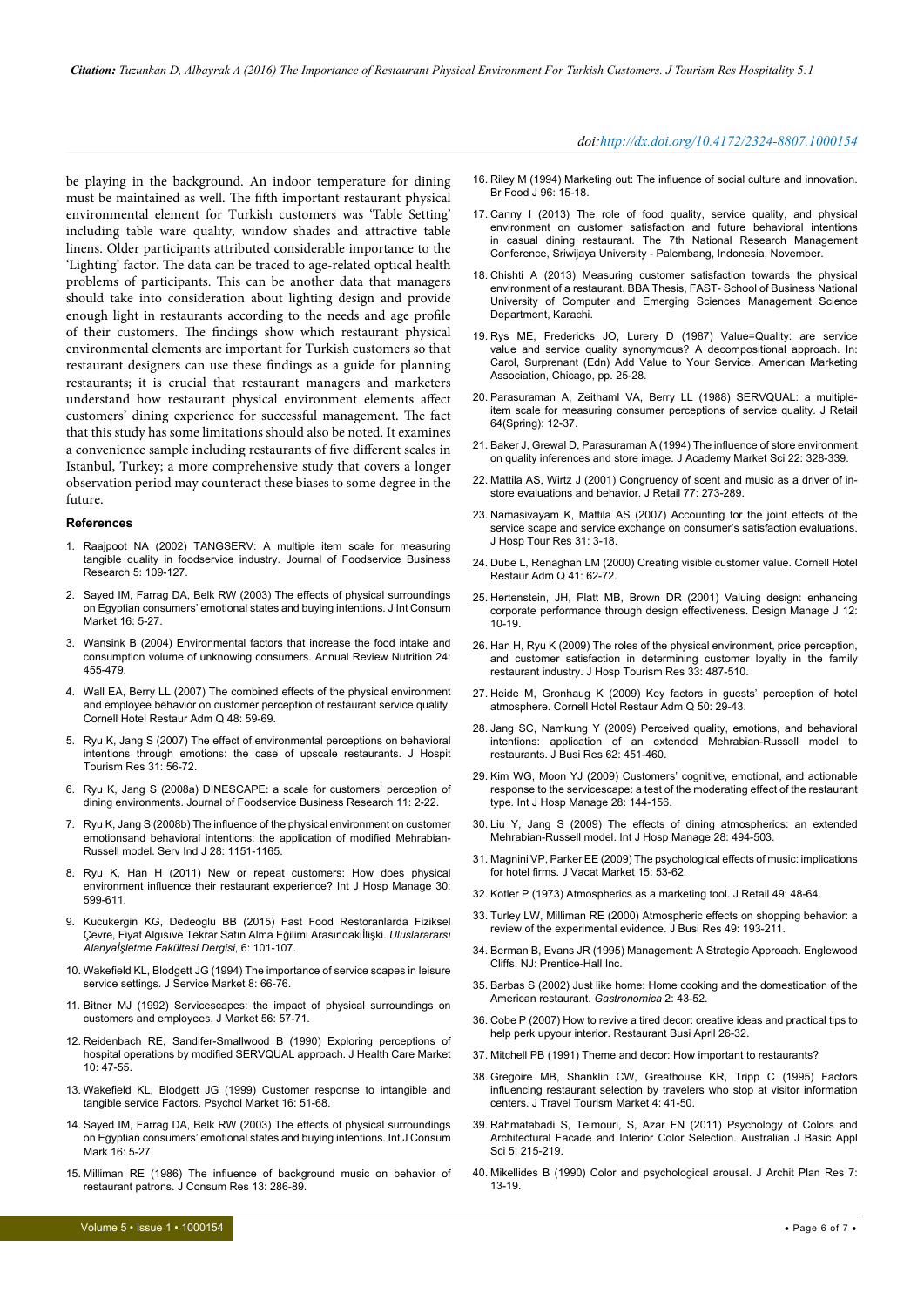be playing in the background. An indoor temperature for dining must be maintained as well. The fifth important restaurant physical environmental element for Turkish customers was 'Table Setting' including table ware quality, window shades and attractive table linens. Older participants attributed considerable importance to the 'Lighting' factor. The data can be traced to age-related optical health problems of participants. This can be another data that managers should take into consideration about lighting design and provide enough light in restaurants according to the needs and age profile of their customers. The findings show which restaurant physical environmental elements are important for Turkish customers so that restaurant designers can use these findings as a guide for planning restaurants; it is crucial that restaurant managers and marketers understand how restaurant physical environment elements affect customers' dining experience for successful management. The fact that this study has some limitations should also be noted. It examines a convenience sample including restaurants of five different scales in Istanbul, Turkey; a more comprehensive study that covers a longer observation period may counteract these biases to some degree in the future.

## References

1. Raajpoot NA (2002) TANGSERV: A multiple item scale for measuring tangible quality in foodservice industry. Journal of Foodservice Business Research 5: 109-127.
2. Sayed IM, Farrag DA, Belk RW (2003) The effects of physical surroundings on Egyptian consumers' emotional states and buying intentions. J Int Consum Market 16: 5-27.
3. Wansink B (2004) Environmental factors that increase the food intake and consumption volume of unknowing consumers. Annual Review Nutrition 24: 455-479.
4. Wall EA, Berry LL (2007) The combined effects of the physical environment and employee behavior on customer perception of restaurant service quality. Cornell Hotel Restaur Adm Q 48: 59-69.
5. Ryu K, Jang S (2007) The effect of environmental perceptions on behavioral intentions through emotions: the case of upscale restaurants. J Hospit Tourism Res 31: 56-72.
6. Ryu K, Jang S (2008a) DINESCAPE: a scale for customers' perception of dining environments. Journal of Foodservice Business Research 11: 2-22.
7. Ryu K, Jang S (2008b) The influence of the physical environment on customer emotionsand behavioral intentions: the application of modified Mehrabian-Russell model. Serv Ind J 28: 1151-1165.
8. Ryu K, Han H (2011) New or repeat customers: How does physical environment influence their restaurant experience? Int J Hosp Manage 30: 599-611.
9. Kucukergin KG, Dedeoglu BB (2015) Fast Food Restoranlarda Fiziksel Çevre, Fiyat Algısıve Tekrar Satın Alma Eğilimi Arasındakiİlişki. *Uluslararası Alanyaİşletme Fakültesi Dergisi*, 6: 101-107.
10. Wakefield KL, Blodgett JG (1994) The importance of service scapes in leisure service settings. J Service Market 8: 66-76.
11. Bitner MJ (1992) Servicescapes: the impact of physical surroundings on customers and employees. J Market 56: 57-71.
12. Reidenbach RE, Sandifer-Smallwood B (1990) Exploring perceptions of hospital operations by modified SERVQUAL approach. J Health Care Market 10: 47-55.
13. Wakefield KL, Blodgett JG (1999) Customer response to intangible and tangible service Factors. Psychol Market 16: 51-68.
14. Sayed IM, Farrag DA, Belk RW (2003) The effects of physical surroundings on Egyptian consumers' emotional states and buying intentions. Int J Consum Mark 16: 5-27.
15. Milliman RE (1986) The influence of background music on behavior of restaurant patrons. J Consum Res 13: 286-89.
16. Riley M (1994) Marketing out: The influence of social culture and innovation. Br Food J 96: 15-18.
17. Canny I (2013) The role of food quality, service quality, and physical environment on customer satisfaction and future behavioral intentions in casual dining restaurant. The 7th National Research Management Conference, Sriwijaya University - Palembang, Indonesia, November.
18. Chishti A (2013) Measuring customer satisfaction towards the physical environment of a restaurant. BBA Thesis, FAST- School of Business National University of Computer and Emerging Sciences Management Science Department, Karachi.
19. Rys ME, Fredericks JO, Lurery D (1987) Value=Quality: are service value and service quality synonymous? A decompositional approach. In: Carol, Surprenant (Edn) Add Value to Your Service. American Marketing Association, Chicago, pp. 25-28.
20. Parasuraman A, Zeithaml VA, Berry LL (1988) SERVQUAL: a multiple-item scale for measuring consumer perceptions of service quality. J Retail 64(Spring): 12-37.
21. Baker J, Grewal D, Parasuraman A (1994) The influence of store environment on quality inferences and store image. J Academy Market Sci 22: 328-339.
22. Mattila AS, Wirtz J (2001) Congruency of scent and music as a driver of in-store evaluations and behavior. J Retail 77: 273-289.
23. Namasivayam K, Mattila AS (2007) Accounting for the joint effects of the service scape and service exchange on consumer's satisfaction evaluations. J Hosp Tour Res 31: 3-18.
24. Dube L, Renaghan LM (2000) Creating visible customer value. Cornell Hotel Restaur Adm Q 41: 62-72.
25. Hertenstein, JH, Platt MB, Brown DR (2001) Valuing design: enhancing corporate performance through design effectiveness. Design Manage J 12: 10-19.
26. Han H, Ryu K (2009) The roles of the physical environment, price perception, and customer satisfaction in determining customer loyalty in the family restaurant industry. J Hosp Tourism Res 33: 487-510.
27. Heide M, Gronhaug K (2009) Key factors in guests' perception of hotel atmosphere. Cornell Hotel Restaur Adm Q 50: 29-43.
28. Jang SC, Namkung Y (2009) Perceived quality, emotions, and behavioral intentions: application of an extended Mehrabian-Russell model to restaurants. J Busi Res 62: 451-460.
29. Kim WG, Moon YJ (2009) Customers' cognitive, emotional, and actionable response to the servicescape: a test of the moderating effect of the restaurant type. Int J Hosp Manage 28: 144-156.
30. Liu Y, Jang S (2009) The effects of dining atmospherics: an extended Mehrabian-Russell model. Int J Hosp Manage 28: 494-503.
31. Magnini VP, Parker EE (2009) The psychological effects of music: implications for hotel firms. J Vacat Market 15: 53-62.
32. Kotler P (1973) Atmospherics as a marketing tool. J Retail 49: 48-64.
33. Turley LW, Milliman RE (2000) Atmospheric effects on shopping behavior: a review of the experimental evidence. J Busi Res 49: 193-211.
34. Berman B, Evans JR (1995) Management: A Strategic Approach. Englewood Cliffs, NJ: Prentice-Hall Inc.
35. Barbas S (2002) Just like home: Home cooking and the domestication of the American restaurant. *Gastronomica* 2: 43-52.
36. Cobe P (2007) How to revive a tired decor: creative ideas and practical tips to help perk upyour interior. Restaurant Busi April 26-32.
37. Mitchell PB (1991) Theme and decor: How important to restaurants?
38. Gregoire MB, Shanklin CW, Greathouse KR, Tripp C (1995) Factors influencing restaurant selection by travelers who stop at visitor information centers. J Travel Tourism Market 4: 41-50.
39. Rahmatabadi S, Teimouri, S, Azar FN (2011) Psychology of Colors and Architectural Facade and Interior Color Selection. Australian J Basic Appl Sci 5: 215-219.
40. Mikellides B (1990) Color and psychological arousal. J Archit Plan Res 7: 13-19.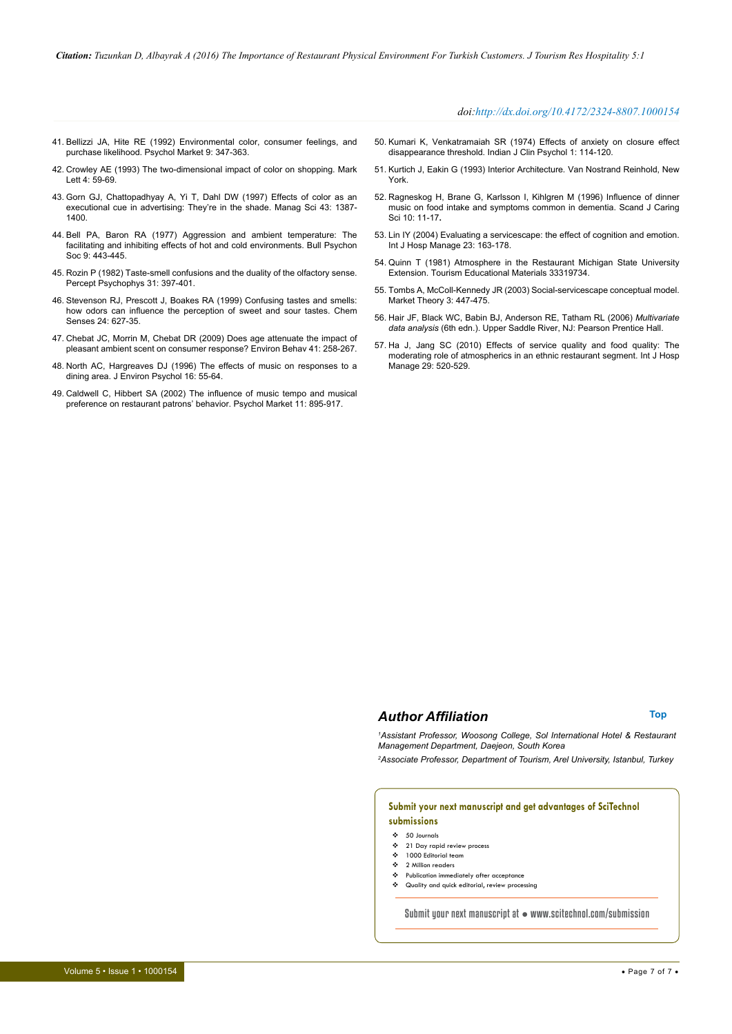41. Bellizzi JA, Hite RE (1992) Environmental color, consumer feelings, and purchase likelihood. Psychol Market 9: 347-363.

42. Crowley AE (1993) The two-dimensional impact of color on shopping. Mark Lett 4: 59-69.

43. Gorn GJ, Chattopadhyay A, Yi T, Dahl DW (1997) Effects of color as an executional cue in advertising: They're in the shade. Manag Sci 43: 1387-1400.

44. Bell PA, Baron RA (1977) Aggression and ambient temperature: The facilitating and inhibiting effects of hot and cold environments. Bull Psychon Soc 9: 443-445.

45. Rozin P (1982) Taste-smell confusions and the duality of the olfactory sense. Percept Psychophys 31: 397-401.

46. Stevenson RJ, Prescott J, Boakes RA (1999) Confusing tastes and smells: how odors can influence the perception of sweet and sour tastes. Chem Senses 24: 627-35.

47. Chebat JC, Morrin M, Chebat DR (2009) Does age attenuate the impact of pleasant ambient scent on consumer response? Environ Behav 41: 258-267.

48. North AC, Hargreaves DJ (1996) The effects of music on responses to a dining area. J Environ Psychol 16: 55-64.

49. Caldwell C, Hibbert SA (2002) The influence of music tempo and musical preference on restaurant patrons' behavior. Psychol Market 11: 895-917.

50. Kumari K, Venkatramaiah SR (1974) Effects of anxiety on closure effect disappearance threshold. Indian J Clin Psychol 1: 114-120.

51. Kurtich J, Eakin G (1993) Interior Architecture. Van Nostrand Reinhold, New York.

52. Ragneskog H, Brane G, Karlsson I, Kihlgren M (1996) Influence of dinner music on food intake and symptoms common in dementia. Scand J Caring Sci 10: 11-17**.**

53. Lin IY (2004) Evaluating a servicescape: the effect of cognition and emotion. Int J Hosp Manage 23: 163-178.

54. Quinn T (1981) Atmosphere in the Restaurant Michigan State University Extension. Tourism Educational Materials 33319734.

55. Tombs A, McColl-Kennedy JR (2003) Social-servicescape conceptual model. Market Theory 3: 447-475.

56. Hair JF, Black WC, Babin BJ, Anderson RE, Tatham RL (2006) *Multivariate data analysis* (6th edn.). Upper Saddle River, NJ: Pearson Prentice Hall.

57. Ha J, Jang SC (2010) Effects of service quality and food quality: The moderating role of atmospherics in an ethnic restaurant segment. Int J Hosp Manage 29: 520-529.

## *Author Affiliation*

Top

*[1]Assistant Professor, Woosong College, Sol International Hotel & Restaurant Management Department, Daejeon, South Korea*

*[2]Associate Professor, Department of Tourism, Arel University, Istanbul, Turkey*

**Submit your next manuscript and get advantages of SciTechnol submissions**

- 50 Journals
- 21 Day rapid review process
- 1000 Editorial team
- 2 Million readers
- Publication immediately after acceptance
- Quality and quick editorial, review processing

Submit your next manuscript at ● www.scitechnol.com/submission